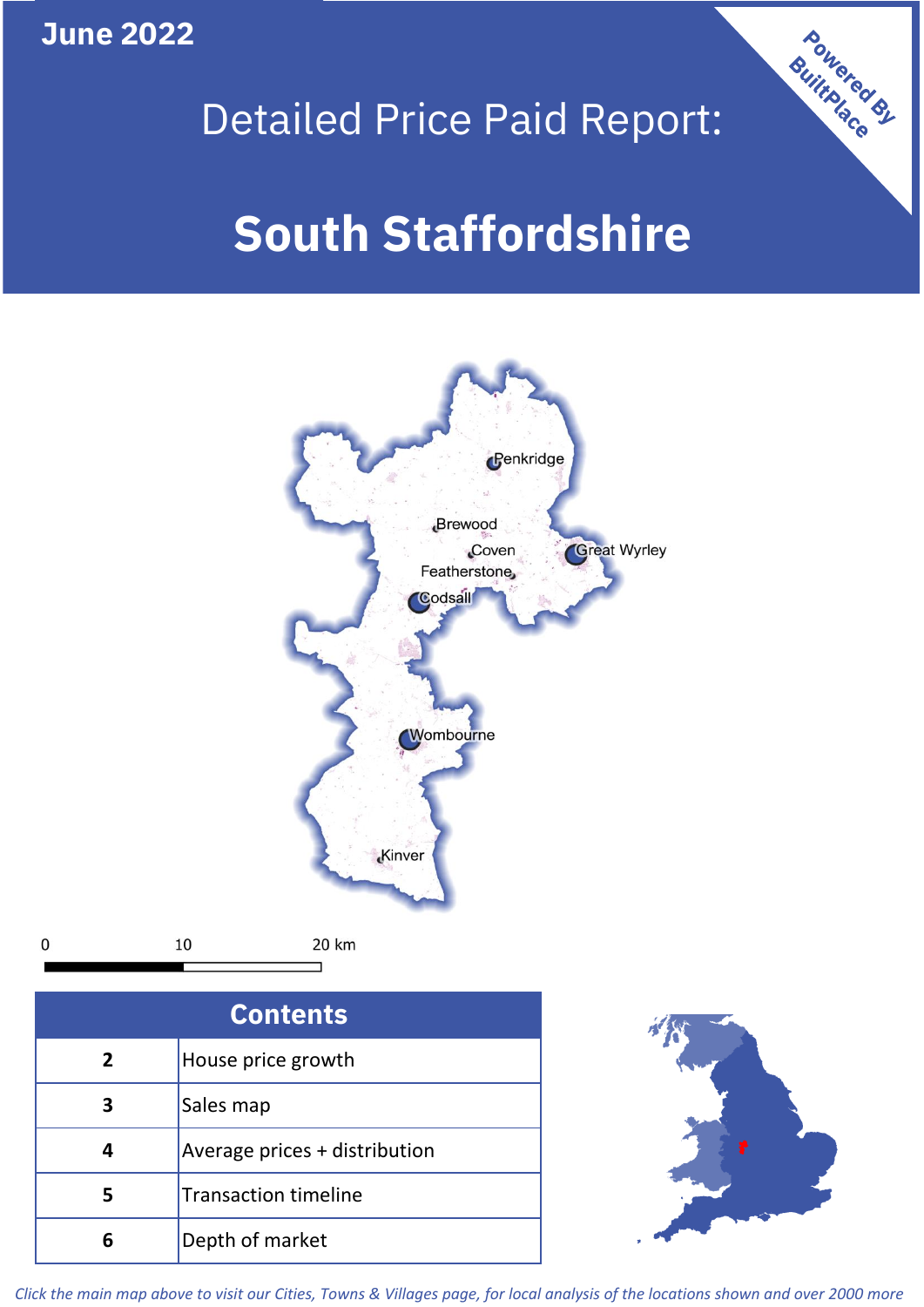June 2022

# Detailed Price Paid Report:

# South Staffordshire

Powered By BuiltPlace

Penkridge
Brewood
Coven
Great Wyrley
Featherstone
Codsall
Wombourne
Kinver

0
10
20 km

| Contents | |
|---|---|
| 2 | House price growth |
| 3 | Sales map |
| 4 | Average prices + distribution |
| 5 | Transaction timeline |
| 6 | Depth of market |

*Click the main map above to visit our Cities, Towns & Villages page, for local analysis of the locations shown and over 2000 more*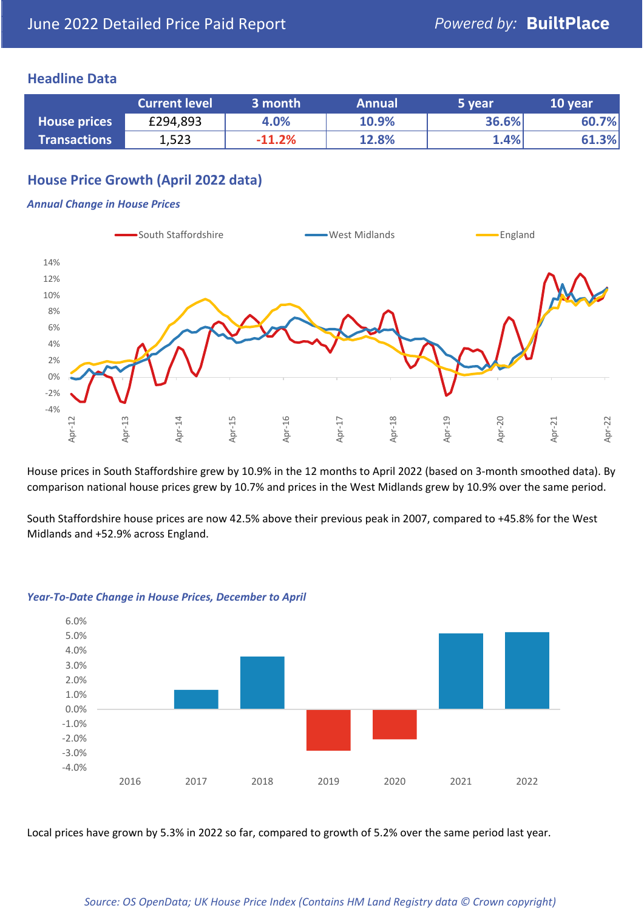June 2022 Detailed Price Paid Report

*Powered by:* **BuiltPlace**

## Headline Data

| | Current level | 3 month | Annual | 5 year | 10 year |
|---|---|---|---|---|---|
| **House prices** | £294,893 | 4.0% | 10.9% | 36.6% | 60.7% |
| **Transactions** | 1,523 | -11.2% | 12.8% | 1.4% | 61.3% |

## House Price Growth (April 2022 data)

### *Annual Change in House Prices*

South Staffordshire
West Midlands
England

14%
12%
10%
8%
6%
4%
2%
0%
-2%
-4%

Apr-12
Apr-13
Apr-14
Apr-15
Apr-16
Apr-17
Apr-18
Apr-19
Apr-20
Apr-21
Apr-22

House prices in South Staffordshire grew by 10.9% in the 12 months to April 2022 (based on 3-month smoothed data). By comparison national house prices grew by 10.7% and prices in the West Midlands grew by 10.9% over the same period.

South Staffordshire house prices are now 42.5% above their previous peak in 2007, compared to +45.8% for the West Midlands and +52.9% across England.

### *Year-To-Date Change in House Prices, December to April*

6.0%
5.0%
4.0%
3.0%
2.0%
1.0%
0.0%
-1.0%
-2.0%
-3.0%
-4.0%

2016
2017
2018
2019
2020
2021
2022

Local prices have grown by 5.3% in 2022 so far, compared to growth of 5.2% over the same period last year.

*Source: OS OpenData; UK House Price Index (Contains HM Land Registry data © Crown copyright)*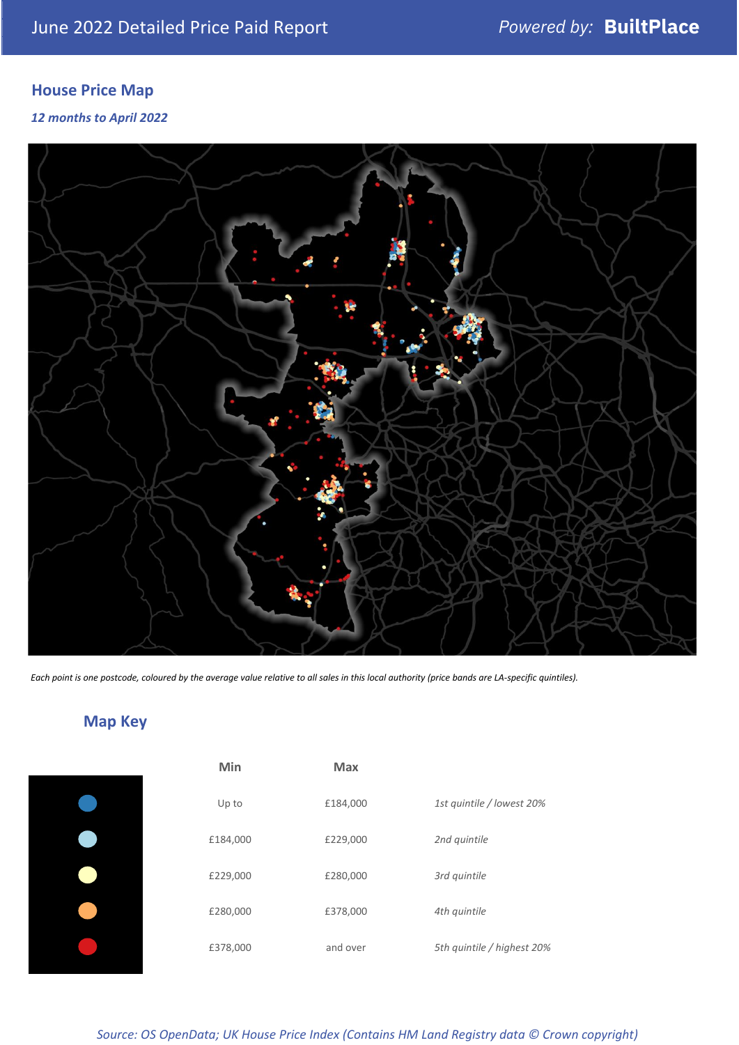June 2022 Detailed Price Paid Report

Powered by: **BuiltPlace**

## House Price Map

*12 months to April 2022*

*Each point is one postcode, coloured by the average value relative to all sales in this local authority (price bands are LA-specific quintiles).*

## Map Key

| | Min | Max | |
|---|---|---|---|
| | Up to | £184,000 | *1st quintile / lowest 20%* |
| | £184,000 | £229,000 | *2nd quintile* |
| | £229,000 | £280,000 | *3rd quintile* |
| | £280,000 | £378,000 | *4th quintile* |
| | £378,000 | and over | *5th quintile / highest 20%* |

*Source: OS OpenData; UK House Price Index (Contains HM Land Registry data © Crown copyright)*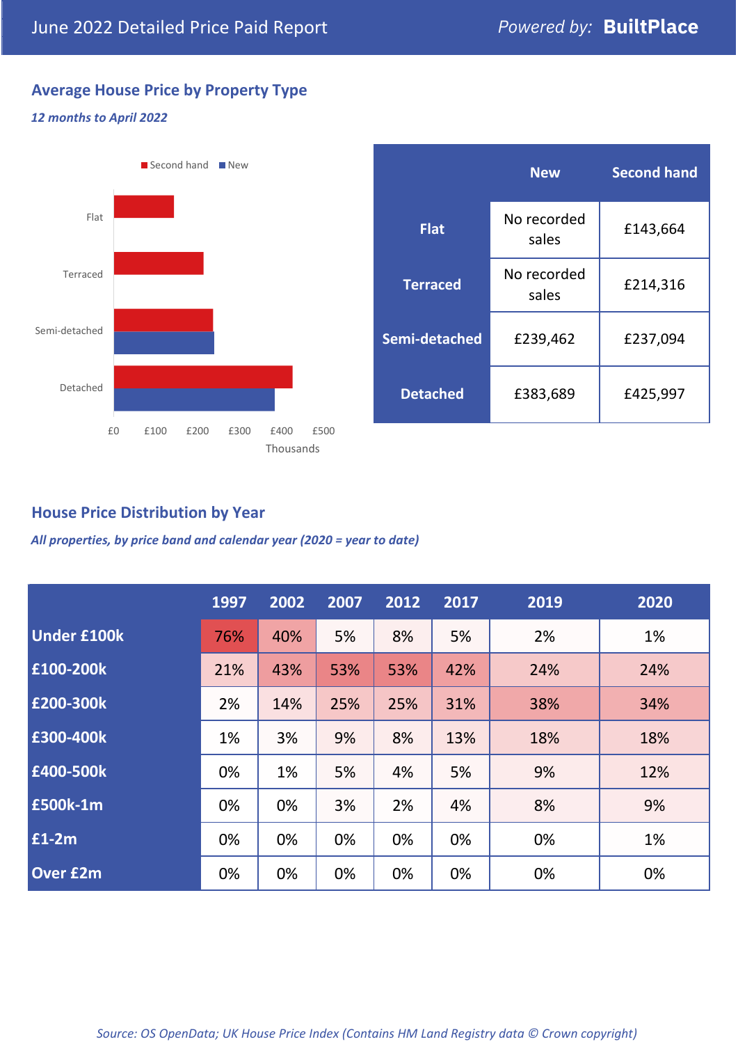June 2022 Detailed Price Paid Report

Powered by: **BuiltPlace**

## Average House Price by Property Type

*12 months to April 2022*

Second hand
New

Flat
Terraced
Semi-detached
Detached

£0
£100
£200
£300
£400
£500
Thousands

| | New | Second hand |
|---|---|---|
| **Flat** | No recorded sales | £143,664 |
| **Terraced** | No recorded sales | £214,316 |
| **Semi-detached** | £239,462 | £237,094 |
| **Detached** | £383,689 | £425,997 |

## House Price Distribution by Year

*All properties, by price band and calendar year (2020 = year to date)*

| | 1997 | 2002 | 2007 | 2012 | 2017 | 2019 | 2020 |
|---|---|---|---|---|---|---|---|
| **Under £100k** | 76% | 40% | 5% | 8% | 5% | 2% | 1% |
| **£100-200k** | 21% | 43% | 53% | 53% | 42% | 24% | 24% |
| **£200-300k** | 2% | 14% | 25% | 25% | 31% | 38% | 34% |
| **£300-400k** | 1% | 3% | 9% | 8% | 13% | 18% | 18% |
| **£400-500k** | 0% | 1% | 5% | 4% | 5% | 9% | 12% |
| **£500k-1m** | 0% | 0% | 3% | 2% | 4% | 8% | 9% |
| **£1-2m** | 0% | 0% | 0% | 0% | 0% | 0% | 1% |
| **Over £2m** | 0% | 0% | 0% | 0% | 0% | 0% | 0% |

*Source: OS OpenData; UK House Price Index (Contains HM Land Registry data © Crown copyright)*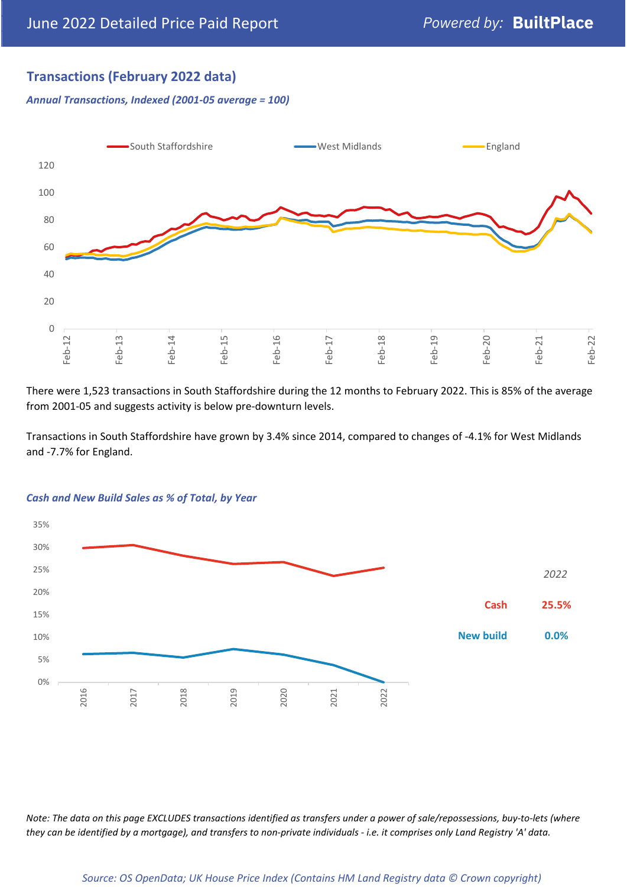June 2022 Detailed Price Paid Report

Powered by: **BuiltPlace**

## Transactions (February 2022 data)

***Annual Transactions, Indexed (2001-05 average = 100)***

South Staffordshire
West Midlands
England

120
100
80
60
40
20
0

Feb-12
Feb-13
Feb-14
Feb-15
Feb-16
Feb-17
Feb-18
Feb-19
Feb-20
Feb-21
Feb-22

There were 1,523 transactions in South Staffordshire during the 12 months to February 2022. This is 85% of the average from 2001-05 and suggests activity is below pre-downturn levels.

Transactions in South Staffordshire have grown by 3.4% since 2014, compared to changes of -4.1% for West Midlands and -7.7% for England.

***Cash and New Build Sales as % of Total, by Year***

35%
30%
25%
20%
15%
10%
5%
0%

2016
2017
2018
2019
2020
2021
2022

*2022*

**Cash** **25.5%**

**New build** **0.0%**

*Note: The data on this page EXCLUDES transactions identified as transfers under a power of sale/repossessions, buy-to-lets (where they can be identified by a mortgage), and transfers to non-private individuals - i.e. it comprises only Land Registry 'A' data.*

*Source: OS OpenData; UK House Price Index (Contains HM Land Registry data © Crown copyright)*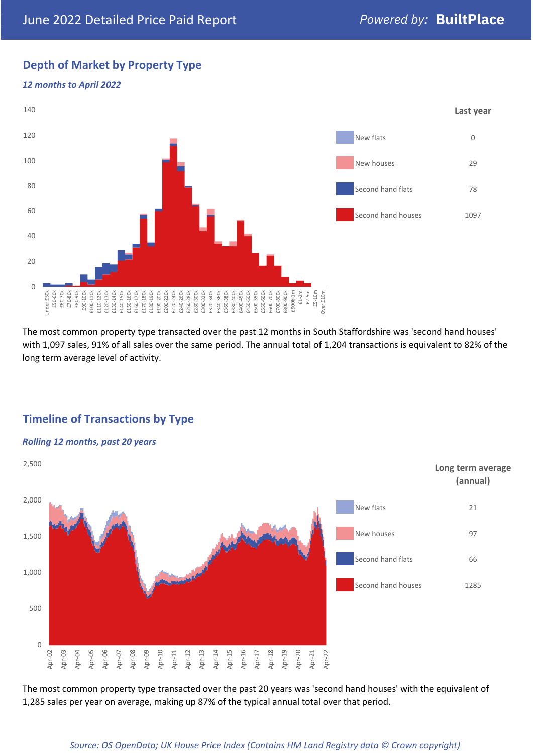June 2022 Detailed Price Paid Report

Powered by: **BuiltPlace**

## Depth of Market by Property Type

*12 months to April 2022*

140
120
100
80
60
40
20
0

Under £50k, £50-60k, £60-70k, £70-80k, £80-90k, £90-100k, £100-110k, £110-120k, £120-130k, £130-140k, £140-150k, £150-160k, £160-170k, £170-180k, £180-190k, £190-200k, £200-220k, £220-240k, £240-260k, £260-280k, £280-300k, £300-320k, £320-340k, £340-360k, £360-380k, £380-400k, £400-450k, £450-500k, £500-550k, £550-600k, £600-700k, £700-800k, £800-900k, £900k-1m, £1-2m, £2-5m, £5-10m, Over £10m

**Last year**

New flats 0
New houses 29
Second hand flats 78
Second hand houses 1097

The most common property type transacted over the past 12 months in South Staffordshire was 'second hand houses' with 1,097 sales, 91% of all sales over the same period. The annual total of 1,204 transactions is equivalent to 82% of the long term average level of activity.

## Timeline of Transactions by Type

*Rolling 12 months, past 20 years*

2,500
2,000
1,500
1,000
500
0

Apr-02, Apr-03, Apr-04, Apr-05, Apr-06, Apr-07, Apr-08, Apr-09, Apr-10, Apr-11, Apr-12, Apr-13, Apr-14, Apr-15, Apr-16, Apr-17, Apr-18, Apr-19, Apr-20, Apr-21, Apr-22

**Long term average (annual)**

New flats 21
New houses 97
Second hand flats 66
Second hand houses 1285

The most common property type transacted over the past 20 years was 'second hand houses' with the equivalent of 1,285 sales per year on average, making up 87% of the typical annual total over that period.

*Source: OS OpenData; UK House Price Index (Contains HM Land Registry data © Crown copyright)*